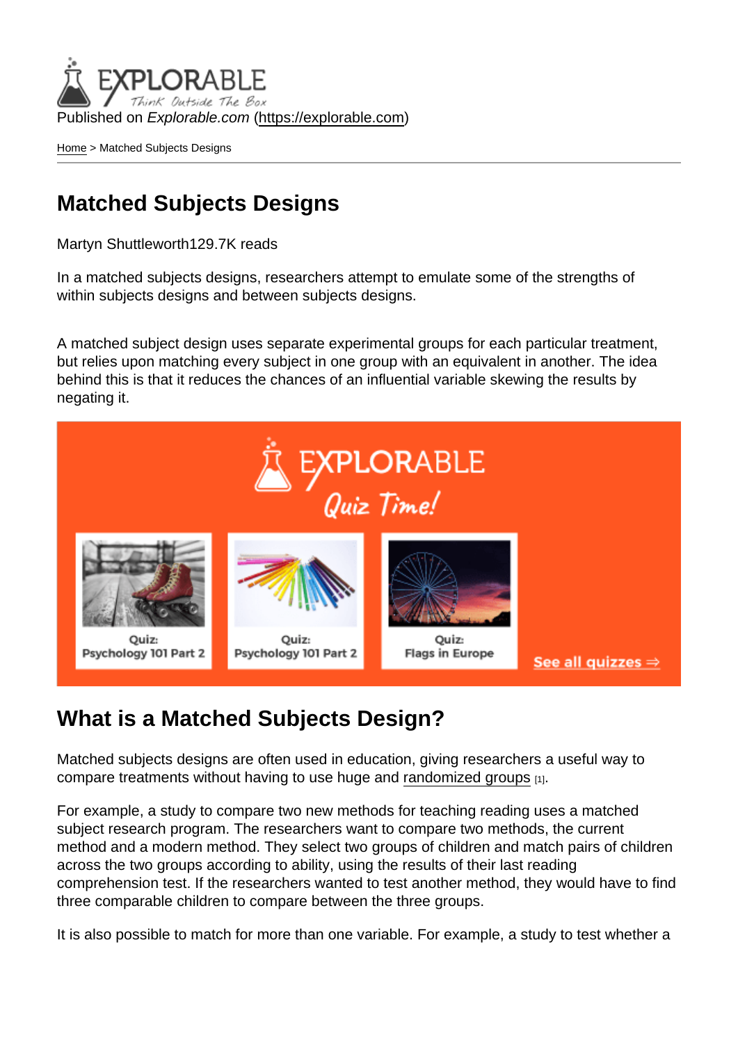Published on *Explorable.com* (https://explorable.com)

Home > Matched Subjects Designs

# Matched Subjects Designs

Martyn Shuttleworth129.7K reads

In a matched subjects designs, researchers attempt to emulate some of the strengths of within subjects designs and between subjects designs.

A matched subject design uses separate experimental groups for each particular treatment, but relies upon matching every subject in one group with an equivalent in another. The idea behind this is that it reduces the chances of an influential variable skewing the results by negating it.

## What is a Matched Subjects Design?

Matched subjects designs are often used in education, giving researchers a useful way to compare treatments without having to use huge and randomized groups [1].

For example, a study to compare two new methods for teaching reading uses a matched subject research program. The researchers want to compare two methods, the current method and a modern method. They select two groups of children and match pairs of children across the two groups according to ability, using the results of their last reading comprehension test. If the researchers wanted to test another method, they would have to find three comparable children to compare between the three groups.

It is also possible to match for more than one variable. For example, a study to test whether a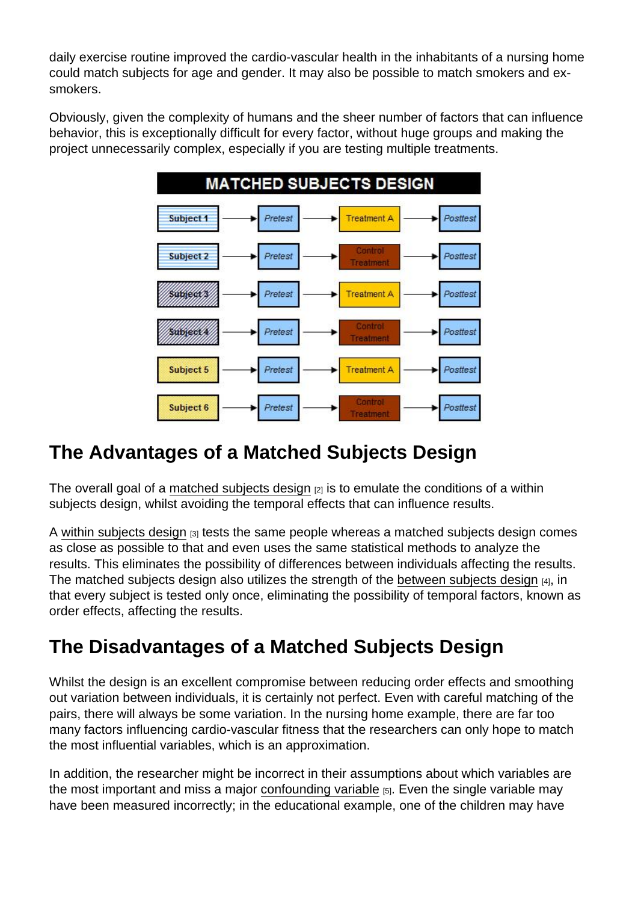daily exercise routine improved the cardio-vascular health in the inhabitants of a nursing home could match subjects for age and gender. It may also be possible to match smokers and ex-smokers.

Obviously, given the complexity of humans and the sheer number of factors that can influence behavior, this is exceptionally difficult for every factor, without huge groups and making the project unnecessarily complex, especially if you are testing multiple treatments.

**MATCHED SUBJECTS DESIGN**

| Subject | | | |
|---|---|---|---|
| Subject 1 | Pretest | Treatment A | Posttest |
| Subject 2 | Pretest | Control Treatment | Posttest |
| Subject 3 | Pretest | Treatment A | Posttest |
| Subject 4 | Pretest | Control Treatment | Posttest |
| Subject 5 | Pretest | Treatment A | Posttest |
| Subject 6 | Pretest | Control Treatment | Posttest |

## The Advantages of a Matched Subjects Design

The overall goal of a matched subjects design [2] is to emulate the conditions of a within subjects design, whilst avoiding the temporal effects that can influence results.

A within subjects design [3] tests the same people whereas a matched subjects design comes as close as possible to that and even uses the same statistical methods to analyze the results. This eliminates the possibility of differences between individuals affecting the results. The matched subjects design also utilizes the strength of the between subjects design [4], in that every subject is tested only once, eliminating the possibility of temporal factors, known as order effects, affecting the results.

## The Disadvantages of a Matched Subjects Design

Whilst the design is an excellent compromise between reducing order effects and smoothing out variation between individuals, it is certainly not perfect. Even with careful matching of the pairs, there will always be some variation. In the nursing home example, there are far too many factors influencing cardio-vascular fitness that the researchers can only hope to match the most influential variables, which is an approximation.

In addition, the researcher might be incorrect in their assumptions about which variables are the most important and miss a major confounding variable [5]. Even the single variable may have been measured incorrectly; in the educational example, one of the children may have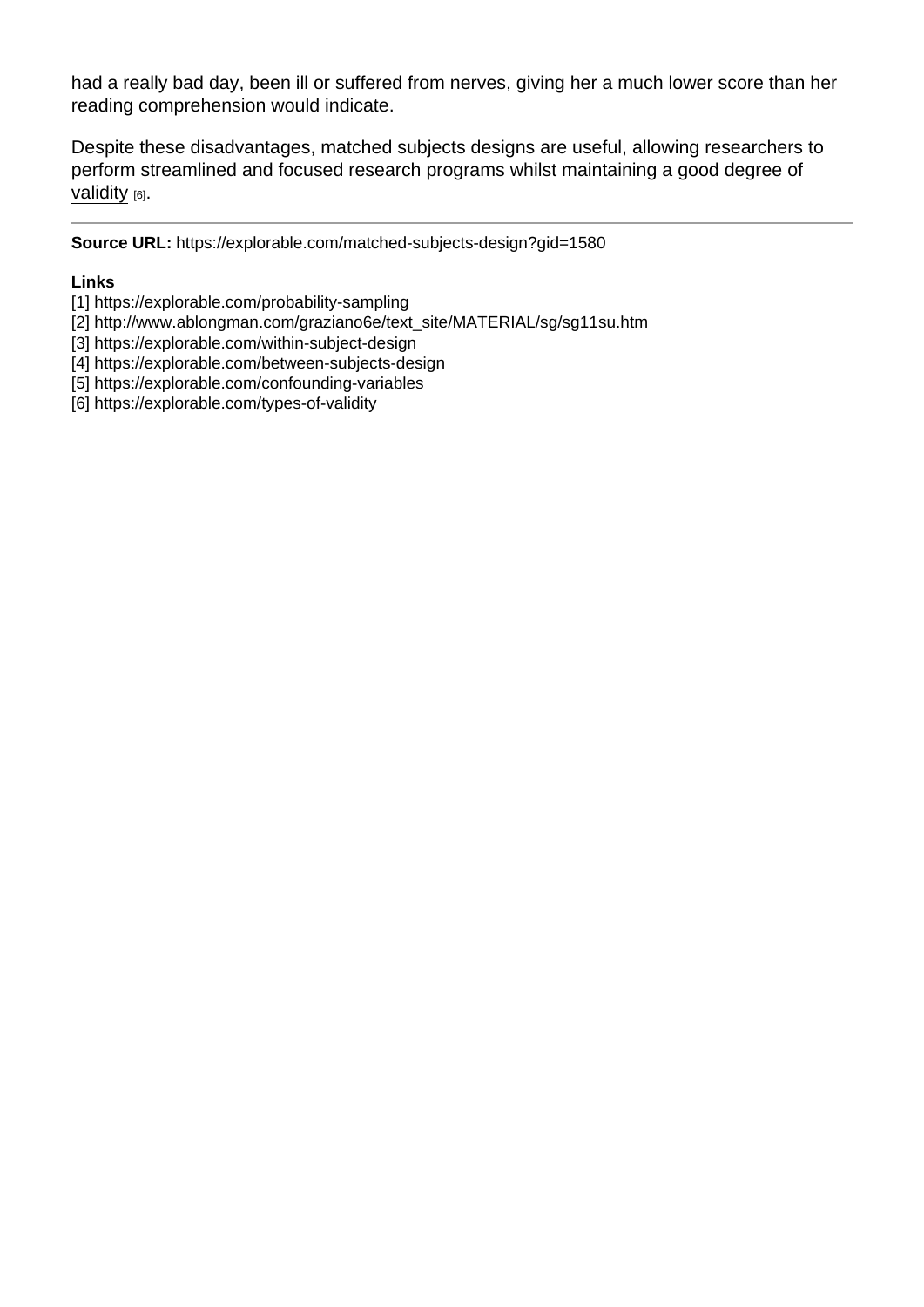had a really bad day, been ill or suffered from nerves, giving her a much lower score than her reading comprehension would indicate.

Despite these disadvantages, matched subjects designs are useful, allowing researchers to perform streamlined and focused research programs whilst maintaining a good degree of validity [6].

---

**Source URL:** https://explorable.com/matched-subjects-design?gid=1580

**Links**
[1] https://explorable.com/probability-sampling
[2] http://www.ablongman.com/graziano6e/text_site/MATERIAL/sg/sg11su.htm
[3] https://explorable.com/within-subject-design
[4] https://explorable.com/between-subjects-design
[5] https://explorable.com/confounding-variables
[6] https://explorable.com/types-of-validity